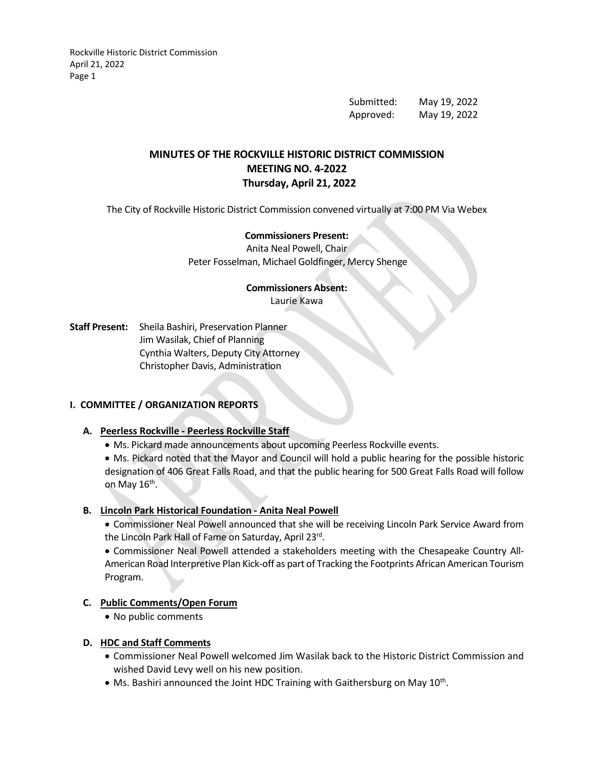Submitted: May 19, 2022
Approved: May 19, 2022

# MINUTES OF THE ROCKVILLE HISTORIC DISTRICT COMMISSION
## MEETING NO. 4-2022
## Thursday, April 21, 2022

The City of Rockville Historic District Commission convened virtually at 7:00 PM Via Webex

**Commissioners Present:**
Anita Neal Powell, Chair
Peter Fosselman, Michael Goldfinger, Mercy Shenge

**Commissioners Absent:**
Laurie Kawa

**Staff Present:** Sheila Bashiri, Preservation Planner
Jim Wasilak, Chief of Planning
Cynthia Walters, Deputy City Attorney
Christopher Davis, Administration

## I. COMMITTEE / ORGANIZATION REPORTS

### A. Peerless Rockville - Peerless Rockville Staff

- Ms. Pickard made announcements about upcoming Peerless Rockville events.
- Ms. Pickard noted that the Mayor and Council will hold a public hearing for the possible historic designation of 406 Great Falls Road, and that the public hearing for 500 Great Falls Road will follow on May 16th.

### B. Lincoln Park Historical Foundation - Anita Neal Powell

- Commissioner Neal Powell announced that she will be receiving Lincoln Park Service Award from the Lincoln Park Hall of Fame on Saturday, April 23rd.
- Commissioner Neal Powell attended a stakeholders meeting with the Chesapeake Country All-American Road Interpretive Plan Kick-off as part of Tracking the Footprints African American Tourism Program.

### C. Public Comments/Open Forum

- No public comments

### D. HDC and Staff Comments

- Commissioner Neal Powell welcomed Jim Wasilak back to the Historic District Commission and wished David Levy well on his new position.
- Ms. Bashiri announced the Joint HDC Training with Gaithersburg on May 10th.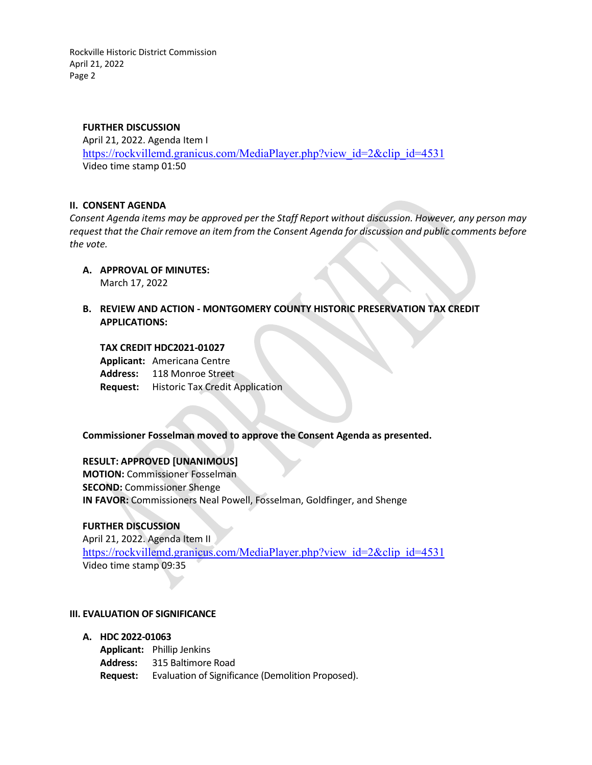**FURTHER DISCUSSION**
April 21, 2022. Agenda Item I
https://rockvillemd.granicus.com/MediaPlayer.php?view_id=2&clip_id=4531
Video time stamp 01:50

## II. CONSENT AGENDA

*Consent Agenda items may be approved per the Staff Report without discussion. However, any person may request that the Chair remove an item from the Consent Agenda for discussion and public comments before the vote.*

**A. APPROVAL OF MINUTES:**
March 17, 2022

**B. REVIEW AND ACTION - MONTGOMERY COUNTY HISTORIC PRESERVATION TAX CREDIT APPLICATIONS:**

**TAX CREDIT HDC2021-01027**
**Applicant:** Americana Centre
**Address:** 118 Monroe Street
**Request:** Historic Tax Credit Application

**Commissioner Fosselman moved to approve the Consent Agenda as presented.**

**RESULT: APPROVED [UNANIMOUS]**
**MOTION:** Commissioner Fosselman
**SECOND:** Commissioner Shenge
**IN FAVOR:** Commissioners Neal Powell, Fosselman, Goldfinger, and Shenge

**FURTHER DISCUSSION**
April 21, 2022. Agenda Item II
https://rockvillemd.granicus.com/MediaPlayer.php?view_id=2&clip_id=4531
Video time stamp 09:35

## III. EVALUATION OF SIGNIFICANCE

**A. HDC 2022-01063**
**Applicant:** Phillip Jenkins
**Address:** 315 Baltimore Road
**Request:** Evaluation of Significance (Demolition Proposed).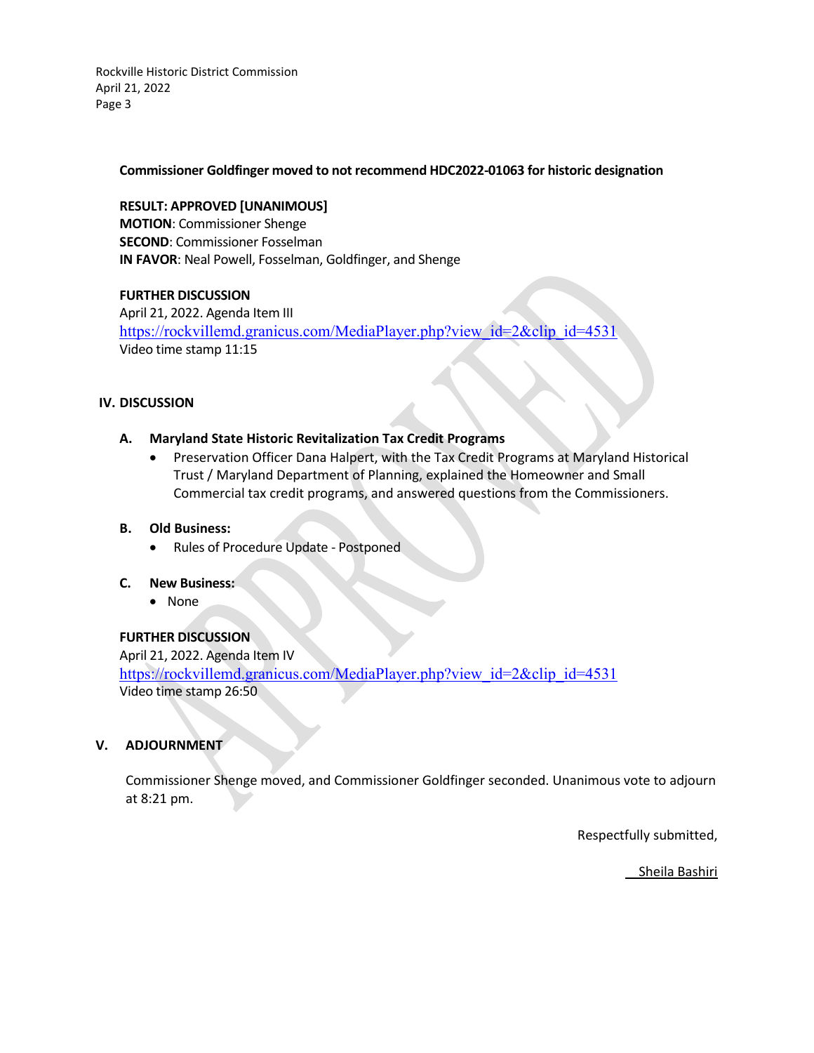**Commissioner Goldfinger moved to not recommend HDC2022-01063 for historic designation**

**RESULT: APPROVED [UNANIMOUS]**
**MOTION**: Commissioner Shenge
**SECOND**: Commissioner Fosselman
**IN FAVOR**: Neal Powell, Fosselman, Goldfinger, and Shenge

**FURTHER DISCUSSION**
April 21, 2022. Agenda Item III
https://rockvillemd.granicus.com/MediaPlayer.php?view_id=2&clip_id=4531
Video time stamp 11:15

## IV. DISCUSSION

### A. Maryland State Historic Revitalization Tax Credit Programs

- Preservation Officer Dana Halpert, with the Tax Credit Programs at Maryland Historical Trust / Maryland Department of Planning, explained the Homeowner and Small Commercial tax credit programs, and answered questions from the Commissioners.

### B. Old Business:

- Rules of Procedure Update - Postponed

### C. New Business:

- None

**FURTHER DISCUSSION**
April 21, 2022. Agenda Item IV
https://rockvillemd.granicus.com/MediaPlayer.php?view_id=2&clip_id=4531
Video time stamp 26:50

## V. ADJOURNMENT

Commissioner Shenge moved, and Commissioner Goldfinger seconded. Unanimous vote to adjourn at 8:21 pm.

Respectfully submitted,

Sheila Bashiri